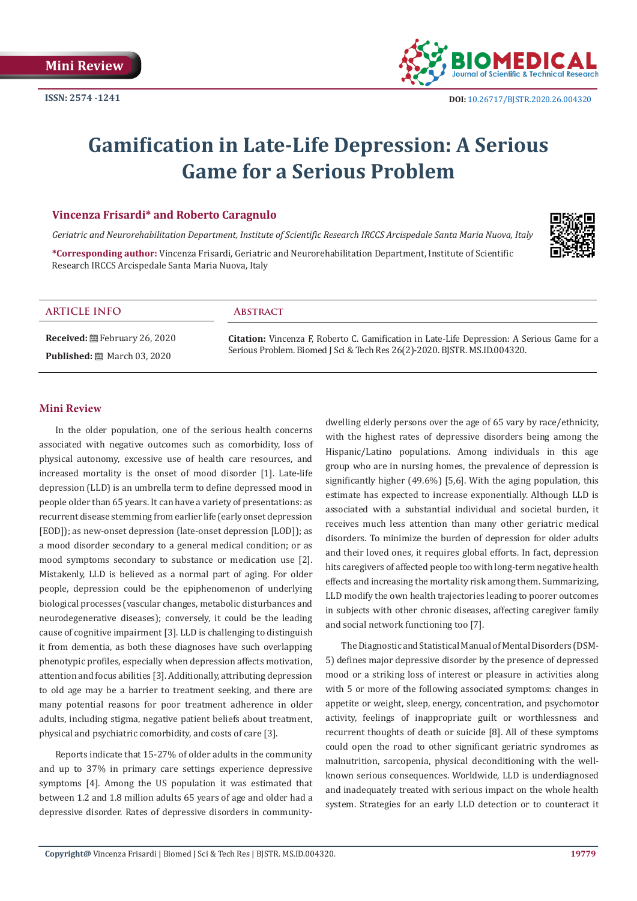Mini Review

ISSN: 2574 -1241

DOI: 10.26717/BJSTR.2020.26.004320

# Gamification in Late-Life Depression: A Serious Game for a Serious Problem

**Vincenza Frisardi* and Roberto Caragnulo**

*Geriatric and Neurorehabilitation Department, Institute of Scientific Research IRCCS Arcispedale Santa Maria Nuova, Italy*

***Corresponding author:** Vincenza Frisardi, Geriatric and Neurorehabilitation Department, Institute of Scientific Research IRCCS Arcispedale Santa Maria Nuova, Italy

## ARTICLE INFO

**Received:** February 26, 2020

**Published:** March 03, 2020

## Abstract

**Citation:** Vincenza F, Roberto C. Gamification in Late-Life Depression: A Serious Game for a Serious Problem. Biomed J Sci & Tech Res 26(2)-2020. BJSTR. MS.ID.004320.

## Mini Review

In the older population, one of the serious health concerns associated with negative outcomes such as comorbidity, loss of physical autonomy, excessive use of health care resources, and increased mortality is the onset of mood disorder [1]. Late-life depression (LLD) is an umbrella term to define depressed mood in people older than 65 years. It can have a variety of presentations: as recurrent disease stemming from earlier life (early onset depression [EOD]); as new-onset depression (late-onset depression [LOD]); as a mood disorder secondary to a general medical condition; or as mood symptoms secondary to substance or medication use [2]. Mistakenly, LLD is believed as a normal part of aging. For older people, depression could be the epiphenomenon of underlying biological processes (vascular changes, metabolic disturbances and neurodegenerative diseases); conversely, it could be the leading cause of cognitive impairment [3]. LLD is challenging to distinguish it from dementia, as both these diagnoses have such overlapping phenotypic profiles, especially when depression affects motivation, attention and focus abilities [3]. Additionally, attributing depression to old age may be a barrier to treatment seeking, and there are many potential reasons for poor treatment adherence in older adults, including stigma, negative patient beliefs about treatment, physical and psychiatric comorbidity, and costs of care [3].

Reports indicate that 15-27% of older adults in the community and up to 37% in primary care settings experience depressive symptoms [4]. Among the US population it was estimated that between 1.2 and 1.8 million adults 65 years of age and older had a depressive disorder. Rates of depressive disorders in community-dwelling elderly persons over the age of 65 vary by race/ethnicity, with the highest rates of depressive disorders being among the Hispanic/Latino populations. Among individuals in this age group who are in nursing homes, the prevalence of depression is significantly higher (49.6%) [5,6]. With the aging population, this estimate has expected to increase exponentially. Although LLD is associated with a substantial individual and societal burden, it receives much less attention than many other geriatric medical disorders. To minimize the burden of depression for older adults and their loved ones, it requires global efforts. In fact, depression hits caregivers of affected people too with long-term negative health effects and increasing the mortality risk among them. Summarizing, LLD modify the own health trajectories leading to poorer outcomes in subjects with other chronic diseases, affecting caregiver family and social network functioning too [7].

The Diagnostic and Statistical Manual of Mental Disorders (DSM-5) defines major depressive disorder by the presence of depressed mood or a striking loss of interest or pleasure in activities along with 5 or more of the following associated symptoms: changes in appetite or weight, sleep, energy, concentration, and psychomotor activity, feelings of inappropriate guilt or worthlessness and recurrent thoughts of death or suicide [8]. All of these symptoms could open the road to other significant geriatric syndromes as malnutrition, sarcopenia, physical deconditioning with the well-known serious consequences. Worldwide, LLD is underdiagnosed and inadequately treated with serious impact on the whole health system. Strategies for an early LLD detection or to counteract it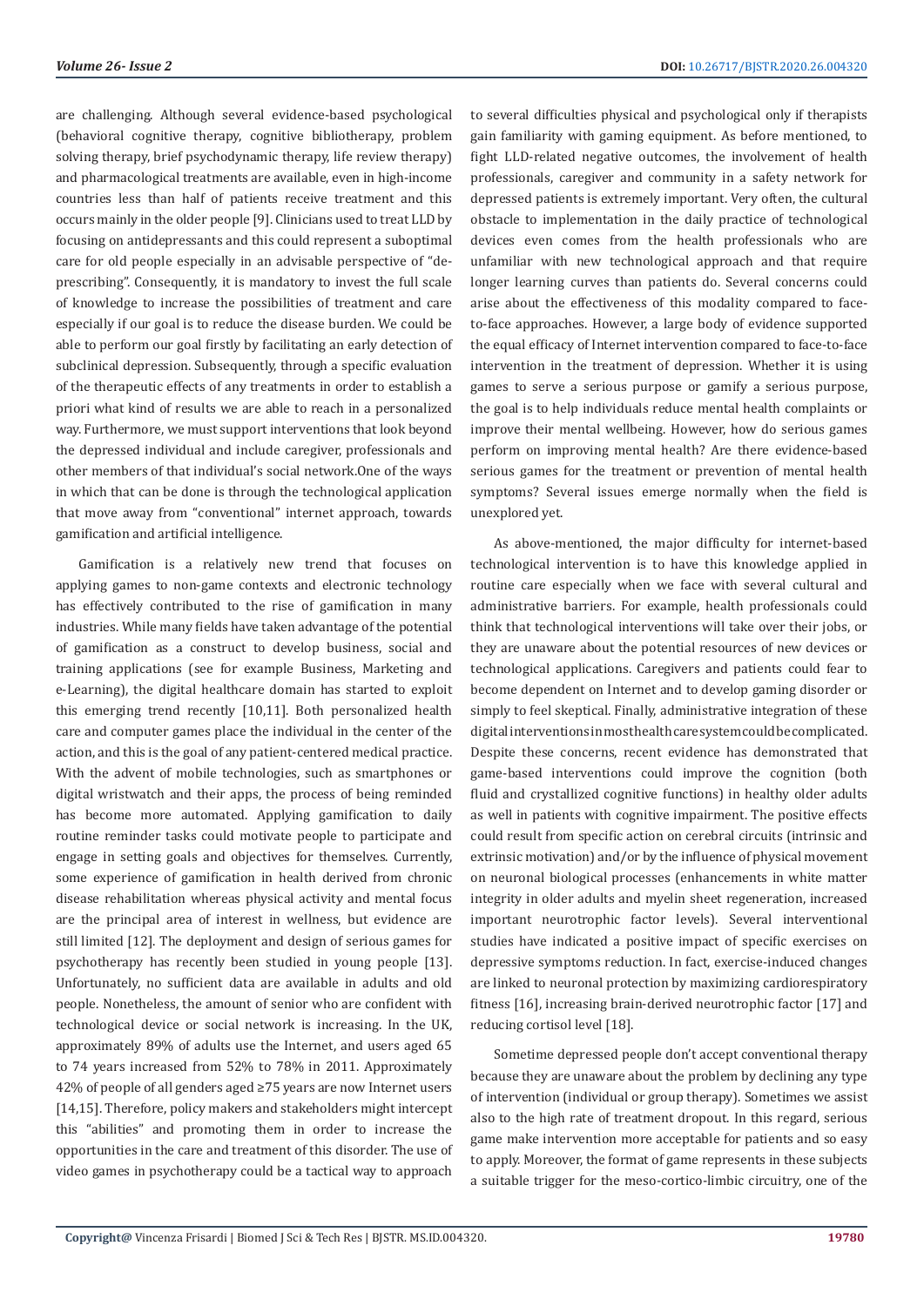are challenging. Although several evidence-based psychological (behavioral cognitive therapy, cognitive bibliotherapy, problem solving therapy, brief psychodynamic therapy, life review therapy) and pharmacological treatments are available, even in high-income countries less than half of patients receive treatment and this occurs mainly in the older people [9]. Clinicians used to treat LLD by focusing on antidepressants and this could represent a suboptimal care for old people especially in an advisable perspective of "de-prescribing". Consequently, it is mandatory to invest the full scale of knowledge to increase the possibilities of treatment and care especially if our goal is to reduce the disease burden. We could be able to perform our goal firstly by facilitating an early detection of subclinical depression. Subsequently, through a specific evaluation of the therapeutic effects of any treatments in order to establish a priori what kind of results we are able to reach in a personalized way. Furthermore, we must support interventions that look beyond the depressed individual and include caregiver, professionals and other members of that individual's social network.One of the ways in which that can be done is through the technological application that move away from "conventional" internet approach, towards gamification and artificial intelligence.

Gamification is a relatively new trend that focuses on applying games to non-game contexts and electronic technology has effectively contributed to the rise of gamification in many industries. While many fields have taken advantage of the potential of gamification as a construct to develop business, social and training applications (see for example Business, Marketing and e-Learning), the digital healthcare domain has started to exploit this emerging trend recently [10,11]. Both personalized health care and computer games place the individual in the center of the action, and this is the goal of any patient-centered medical practice. With the advent of mobile technologies, such as smartphones or digital wristwatch and their apps, the process of being reminded has become more automated. Applying gamification to daily routine reminder tasks could motivate people to participate and engage in setting goals and objectives for themselves. Currently, some experience of gamification in health derived from chronic disease rehabilitation whereas physical activity and mental focus are the principal area of interest in wellness, but evidence are still limited [12]. The deployment and design of serious games for psychotherapy has recently been studied in young people [13]. Unfortunately, no sufficient data are available in adults and old people. Nonetheless, the amount of senior who are confident with technological device or social network is increasing. In the UK, approximately 89% of adults use the Internet, and users aged 65 to 74 years increased from 52% to 78% in 2011. Approximately 42% of people of all genders aged ≥75 years are now Internet users [14,15]. Therefore, policy makers and stakeholders might intercept this "abilities" and promoting them in order to increase the opportunities in the care and treatment of this disorder. The use of video games in psychotherapy could be a tactical way to approach to several difficulties physical and psychological only if therapists gain familiarity with gaming equipment. As before mentioned, to fight LLD-related negative outcomes, the involvement of health professionals, caregiver and community in a safety network for depressed patients is extremely important. Very often, the cultural obstacle to implementation in the daily practice of technological devices even comes from the health professionals who are unfamiliar with new technological approach and that require longer learning curves than patients do. Several concerns could arise about the effectiveness of this modality compared to face-to-face approaches. However, a large body of evidence supported the equal efficacy of Internet intervention compared to face-to-face intervention in the treatment of depression. Whether it is using games to serve a serious purpose or gamify a serious purpose, the goal is to help individuals reduce mental health complaints or improve their mental wellbeing. However, how do serious games perform on improving mental health? Are there evidence-based serious games for the treatment or prevention of mental health symptoms? Several issues emerge normally when the field is unexplored yet.

As above-mentioned, the major difficulty for internet-based technological intervention is to have this knowledge applied in routine care especially when we face with several cultural and administrative barriers. For example, health professionals could think that technological interventions will take over their jobs, or they are unaware about the potential resources of new devices or technological applications. Caregivers and patients could fear to become dependent on Internet and to develop gaming disorder or simply to feel skeptical. Finally, administrative integration of these digital interventions in most health care system could be complicated. Despite these concerns, recent evidence has demonstrated that game-based interventions could improve the cognition (both fluid and crystallized cognitive functions) in healthy older adults as well in patients with cognitive impairment. The positive effects could result from specific action on cerebral circuits (intrinsic and extrinsic motivation) and/or by the influence of physical movement on neuronal biological processes (enhancements in white matter integrity in older adults and myelin sheet regeneration, increased important neurotrophic factor levels). Several interventional studies have indicated a positive impact of specific exercises on depressive symptoms reduction. In fact, exercise-induced changes are linked to neuronal protection by maximizing cardiorespiratory fitness [16], increasing brain-derived neurotrophic factor [17] and reducing cortisol level [18].

Sometime depressed people don't accept conventional therapy because they are unaware about the problem by declining any type of intervention (individual or group therapy). Sometimes we assist also to the high rate of treatment dropout. In this regard, serious game make intervention more acceptable for patients and so easy to apply. Moreover, the format of game represents in these subjects a suitable trigger for the meso-cortico-limbic circuitry, one of the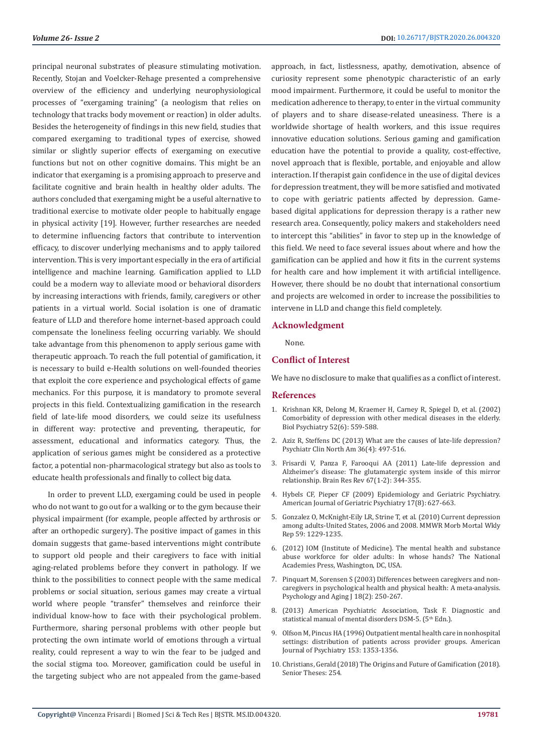principal neuronal substrates of pleasure stimulating motivation. Recently, Stojan and Voelcker-Rehage presented a comprehensive overview of the efficiency and underlying neurophysiological processes of "exergaming training" (a neologism that relies on technology that tracks body movement or reaction) in older adults. Besides the heterogeneity of findings in this new field, studies that compared exergaming to traditional types of exercise, showed similar or slightly superior effects of exergaming on executive functions but not on other cognitive domains. This might be an indicator that exergaming is a promising approach to preserve and facilitate cognitive and brain health in healthy older adults. The authors concluded that exergaming might be a useful alternative to traditional exercise to motivate older people to habitually engage in physical activity [19]. However, further researches are needed to determine influencing factors that contribute to intervention efficacy, to discover underlying mechanisms and to apply tailored intervention. This is very important especially in the era of artificial intelligence and machine learning. Gamification applied to LLD could be a modern way to alleviate mood or behavioral disorders by increasing interactions with friends, family, caregivers or other patients in a virtual world. Social isolation is one of dramatic feature of LLD and therefore home internet-based approach could compensate the loneliness feeling occurring variably. We should take advantage from this phenomenon to apply serious game with therapeutic approach. To reach the full potential of gamification, it is necessary to build e-Health solutions on well-founded theories that exploit the core experience and psychological effects of game mechanics. For this purpose, it is mandatory to promote several projects in this field. Contextualizing gamification in the research field of late-life mood disorders, we could seize its usefulness in different way: protective and preventing, therapeutic, for assessment, educational and informatics category. Thus, the application of serious games might be considered as a protective factor, a potential non-pharmacological strategy but also as tools to educate health professionals and finally to collect big data.

In order to prevent LLD, exergaming could be used in people who do not want to go out for a walking or to the gym because their physical impairment (for example, people affected by arthrosis or after an orthopedic surgery). The positive impact of games in this domain suggests that game-based interventions might contribute to support old people and their caregivers to face with initial aging-related problems before they convert in pathology. If we think to the possibilities to connect people with the same medical problems or social situation, serious games may create a virtual world where people "transfer" themselves and reinforce their individual know-how to face with their psychological problem. Furthermore, sharing personal problems with other people but protecting the own intimate world of emotions through a virtual reality, could represent a way to win the fear to be judged and the social stigma too. Moreover, gamification could be useful in the targeting subject who are not appealed from the game-based approach, in fact, listlessness, apathy, demotivation, absence of curiosity represent some phenotypic characteristic of an early mood impairment. Furthermore, it could be useful to monitor the medication adherence to therapy, to enter in the virtual community of players and to share disease-related uneasiness. There is a worldwide shortage of health workers, and this issue requires innovative education solutions. Serious gaming and gamification education have the potential to provide a quality, cost-effective, novel approach that is flexible, portable, and enjoyable and allow interaction. If therapist gain confidence in the use of digital devices for depression treatment, they will be more satisfied and motivated to cope with geriatric patients affected by depression. Game-based digital applications for depression therapy is a rather new research area. Consequently, policy makers and stakeholders need to intercept this "abilities" in favor to step up in the knowledge of this field. We need to face several issues about where and how the gamification can be applied and how it fits in the current systems for health care and how implement it with artificial intelligence. However, there should be no doubt that international consortium and projects are welcomed in order to increase the possibilities to intervene in LLD and change this field completely.

## Acknowledgment

None.

## Conflict of Interest

We have no disclosure to make that qualifies as a conflict of interest.

## References

1. Krishnan KR, Delong M, Kraemer H, Carney R, Spiegel D, et al. (2002) Comorbidity of depression with other medical diseases in the elderly. Biol Psychiatry 52(6): 559-588.
2. Aziz R, Steffens DC (2013) What are the causes of late-life depression? Psychiatr Clin North Am 36(4): 497-516.
3. Frisardi V, Panza F, Farooqui AA (2011) Late-life depression and Alzheimer's disease: The glutamatergic system inside of this mirror relationship. Brain Res Rev 67(1-2): 344-355.
4. Hybels CF, Pieper CF (2009) Epidemiology and Geriatric Psychiatry. American Journal of Geriatric Psychiatry 17(8): 627-663.
5. Gonzalez O, McKnight-Eily LR, Strine T, et al. (2010) Current depression among adults-United States, 2006 and 2008. MMWR Morb Mortal Wkly Rep 59: 1229-1235.
6. (2012) IOM (Institute of Medicine). The mental health and substance abuse workforce for older adults: In whose hands? The National Academies Press, Washington, DC, USA.
7. Pinquart M, Sorensen S (2003) Differences between caregivers and non-caregivers in psychological health and physical health: A meta-analysis. Psychology and Aging J 18(2): 250-267.
8. (2013) American Psychiatric Association, Task F. Diagnostic and statistical manual of mental disorders DSM-5. (5th Edn.).
9. Olfson M, Pincus HA (1996) Outpatient mental health care in nonhospital settings: distribution of patients across provider groups. American Journal of Psychiatry 153: 1353-1356.
10. Christians, Gerald (2018) The Origins and Future of Gamification (2018). Senior Theses: 254.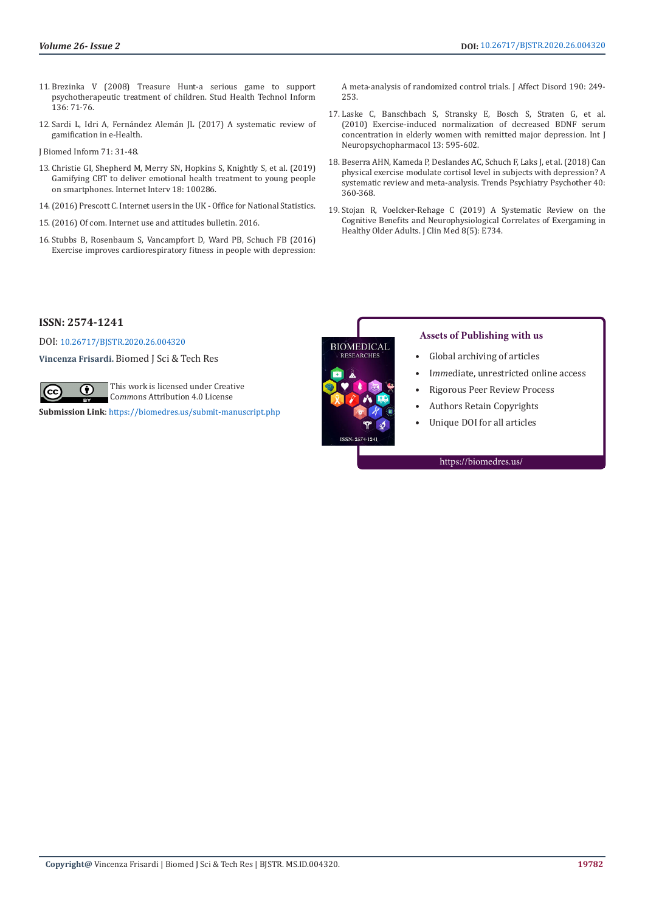11. Brezinka V (2008) Treasure Hunt-a serious game to support psychotherapeutic treatment of children. Stud Health Technol Inform 136: 71-76.
12. Sardi L, Idri A, Fernández Alemán JL (2017) A systematic review of gamification in e-Health.

J Biomed Inform 71: 31-48.

13. Christie GI, Shepherd M, Merry SN, Hopkins S, Knightly S, et al. (2019) Gamifying CBT to deliver emotional health treatment to young people on smartphones. Internet Interv 18: 100286.
14. (2016) Prescott C. Internet users in the UK - Office for National Statistics.
15. (2016) Of com. Internet use and attitudes bulletin. 2016.
16. Stubbs B, Rosenbaum S, Vancampfort D, Ward PB, Schuch FB (2016) Exercise improves cardiorespiratory fitness in people with depression: A meta-analysis of randomized control trials. J Affect Disord 190: 249-253.
17. Laske C, Banschbach S, Stransky E, Bosch S, Straten G, et al. (2010) Exercise-induced normalization of decreased BDNF serum concentration in elderly women with remitted major depression. Int J Neuropsychopharmacol 13: 595-602.
18. Beserra AHN, Kameda P, Deslandes AC, Schuch F, Laks J, et al. (2018) Can physical exercise modulate cortisol level in subjects with depression? A systematic review and meta-analysis. Trends Psychiatry Psychother 40: 360-368.
19. Stojan R, Voelcker-Rehage C (2019) A Systematic Review on the Cognitive Benefits and Neurophysiological Correlates of Exergaming in Healthy Older Adults. J Clin Med 8(5): E734.

**ISSN: 2574-1241**

DOI: 10.26717/BJSTR.2020.26.004320

**Vincenza Frisardi.** Biomed J Sci & Tech Res

This work is licensed under Creative Commons Attribution 4.0 License

**Submission Link**: https://biomedres.us/submit-manuscript.php

**Assets of Publishing with us**

- Global archiving of articles
- Immediate, unrestricted online access
- Rigorous Peer Review Process
- Authors Retain Copyrights
- Unique DOI for all articles

https://biomedres.us/